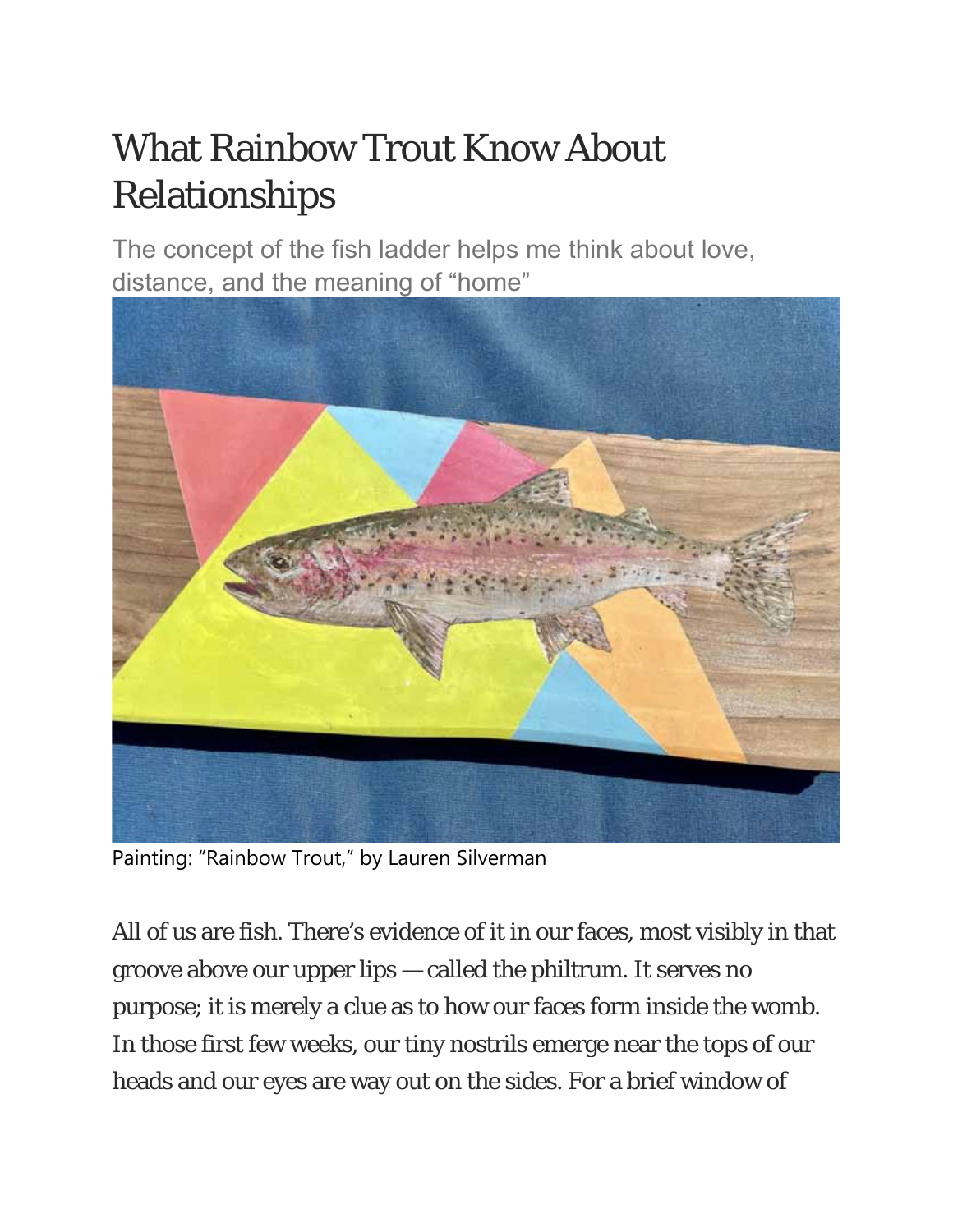# What Rainbow Trout Know About Relationships

The concept of the fish ladder helps me think about love, distance, and the meaning of "home"

Painting: "Rainbow Trout," by Lauren Silverman

All of us are fish. There's evidence of it in our faces, most visibly in that groove above our upper lips — called the philtrum. It serves no purpose; it is merely a clue as to how our faces form inside the womb. In those first few weeks, our tiny nostrils emerge near the tops of our heads and our eyes are way out on the sides. For a brief window of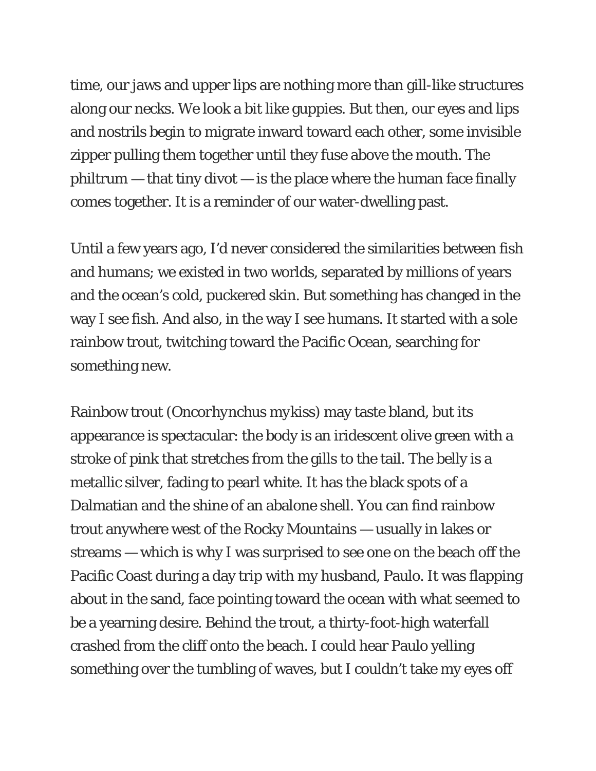time, our jaws and upper lips are nothing more than gill-like structures along our necks. We look a bit like guppies. But then, our eyes and lips and nostrils begin to migrate inward toward each other, some invisible zipper pulling them together until they fuse above the mouth. The philtrum — that tiny divot — is the place where the human face finally comes together. It is a reminder of our water-dwelling past.

Until a few years ago, I'd never considered the similarities between fish and humans; we existed in two worlds, separated by millions of years and the ocean's cold, puckered skin. But something has changed in the way I see fish. And also, in the way I see humans. It started with a sole rainbow trout, twitching toward the Pacific Ocean, searching for something new.

Rainbow trout (Oncorhynchus mykiss) may taste bland, but its appearance is spectacular: the body is an iridescent olive green with a stroke of pink that stretches from the gills to the tail. The belly is a metallic silver, fading to pearl white. It has the black spots of a Dalmatian and the shine of an abalone shell. You can find rainbow trout anywhere west of the Rocky Mountains — usually in lakes or streams — which is why I was surprised to see one on the beach off the Pacific Coast during a day trip with my husband, Paulo. It was flapping about in the sand, face pointing toward the ocean with what seemed to be a yearning desire. Behind the trout, a thirty-foot-high waterfall crashed from the cliff onto the beach. I could hear Paulo yelling something over the tumbling of waves, but I couldn't take my eyes off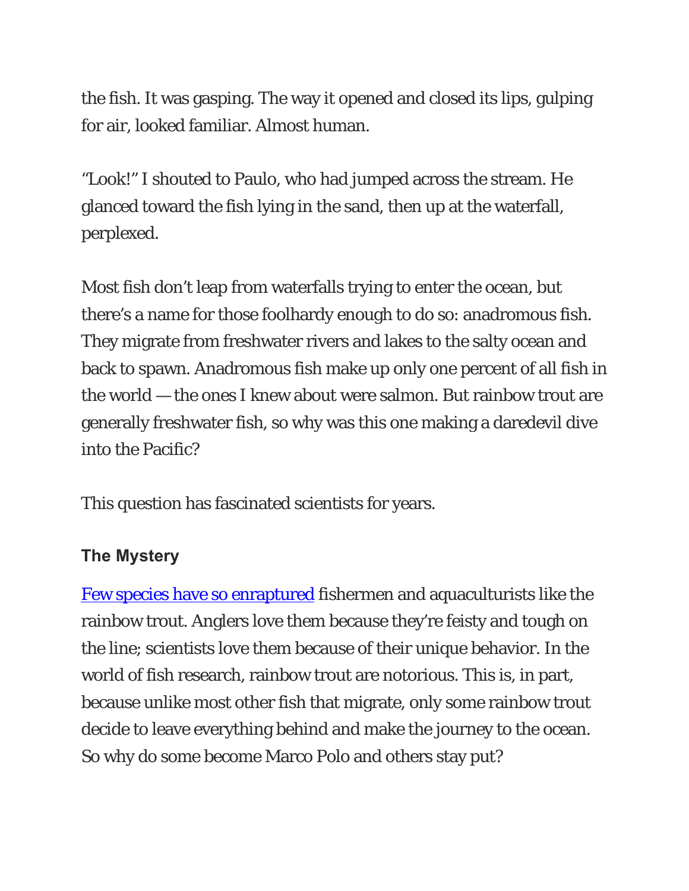the fish. It was gasping. The way it opened and closed its lips, gulping for air, looked familiar. Almost human.

“Look!” I shouted to Paulo, who had jumped across the stream. He glanced toward the fish lying in the sand, then up at the waterfall, perplexed.

Most fish don’t leap from waterfalls trying to enter the ocean, but there’s a name for those foolhardy enough to do so: anadromous fish. They migrate from freshwater rivers and lakes to the salty ocean and back to spawn. Anadromous fish make up only one percent of all fish in the world — the ones I knew about were salmon. But rainbow trout are generally freshwater fish, so why was this one making a daredevil dive into the Pacific?

This question has fascinated scientists for years.

### The Mystery

[Few species have so enraptured] fishermen and aquaculturists like the rainbow trout. Anglers love them because they’re feisty and tough on the line; scientists love them because of their unique behavior. In the world of fish research, rainbow trout are notorious. This is, in part, because unlike most other fish that migrate, only some rainbow trout decide to leave everything behind and make the journey to the ocean. So why do some become Marco Polo and others stay put?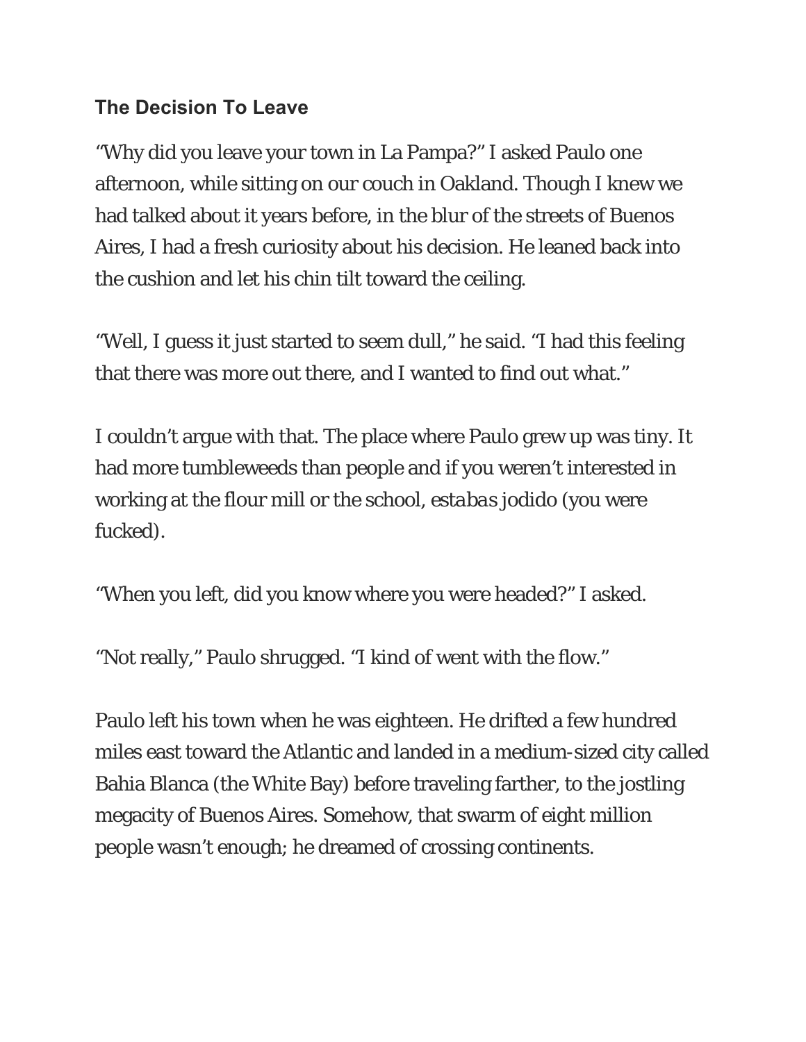### **The Decision To Leave**

“Why did you leave your town in La Pampa?” I asked Paulo one afternoon, while sitting on our couch in Oakland. Though I knew we had talked about it years before, in the blur of the streets of Buenos Aires, I had a fresh curiosity about his decision. He leaned back into the cushion and let his chin tilt toward the ceiling.

“Well, I guess it just started to seem dull,” he said. “I had this feeling that there was more out there, and I wanted to find out what.”

I couldn’t argue with that. The place where Paulo grew up was tiny. It had more tumbleweeds than people and if you weren’t interested in working at the flour mill or the school, *estabas jodido* (you were fucked).

“When you left, did you know where you were headed?” I asked.

“Not really,” Paulo shrugged. “I kind of went with the flow.”

Paulo left his town when he was eighteen. He drifted a few hundred miles east toward the Atlantic and landed in a medium-sized city called Bahia Blanca (the White Bay) before traveling farther, to the jostling megacity of Buenos Aires. Somehow, that swarm of eight million people wasn’t enough; he dreamed of crossing continents.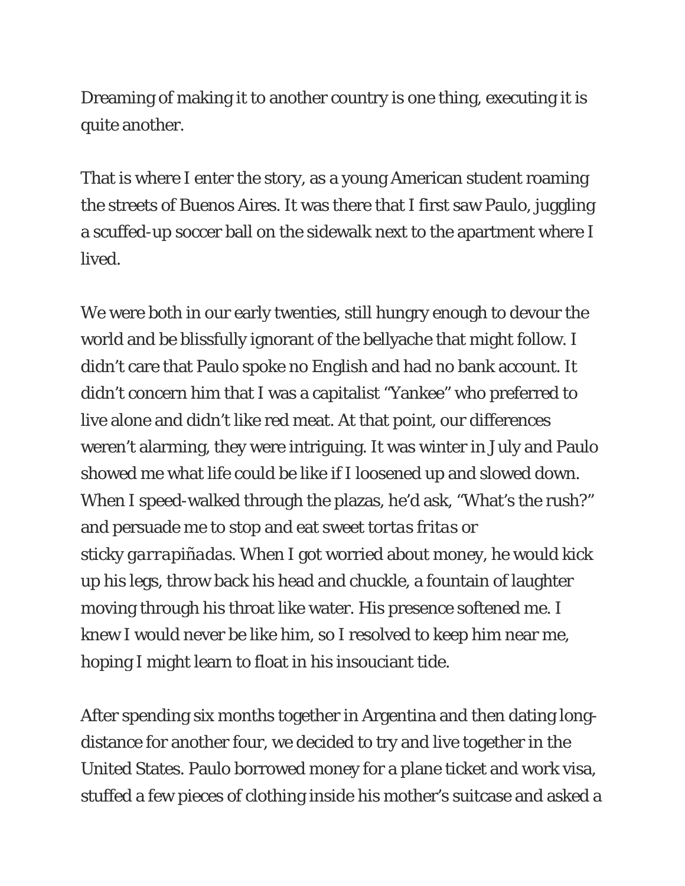Dreaming of making it to another country is one thing, executing it is quite another.

That is where I enter the story, as a young American student roaming the streets of Buenos Aires. It was there that I first saw Paulo, juggling a scuffed-up soccer ball on the sidewalk next to the apartment where I lived.

We were both in our early twenties, still hungry enough to devour the world and be blissfully ignorant of the bellyache that might follow. I didn't care that Paulo spoke no English and had no bank account. It didn't concern him that I was a capitalist "Yankee" who preferred to live alone and didn't like red meat. At that point, our differences weren't alarming, they were intriguing. It was winter in July and Paulo showed me what life could be like if I loosened up and slowed down. When I speed-walked through the plazas, he'd ask, "What's the rush?" and persuade me to stop and eat sweet *tortas fritas* or sticky *garrapiñadas*. When I got worried about money, he would kick up his legs, throw back his head and chuckle, a fountain of laughter moving through his throat like water. His presence softened me. I knew I would never be like him, so I resolved to keep him near me, hoping I might learn to float in his insouciant tide.

After spending six months together in Argentina and then dating long-distance for another four, we decided to try and live together in the United States. Paulo borrowed money for a plane ticket and work visa, stuffed a few pieces of clothing inside his mother's suitcase and asked a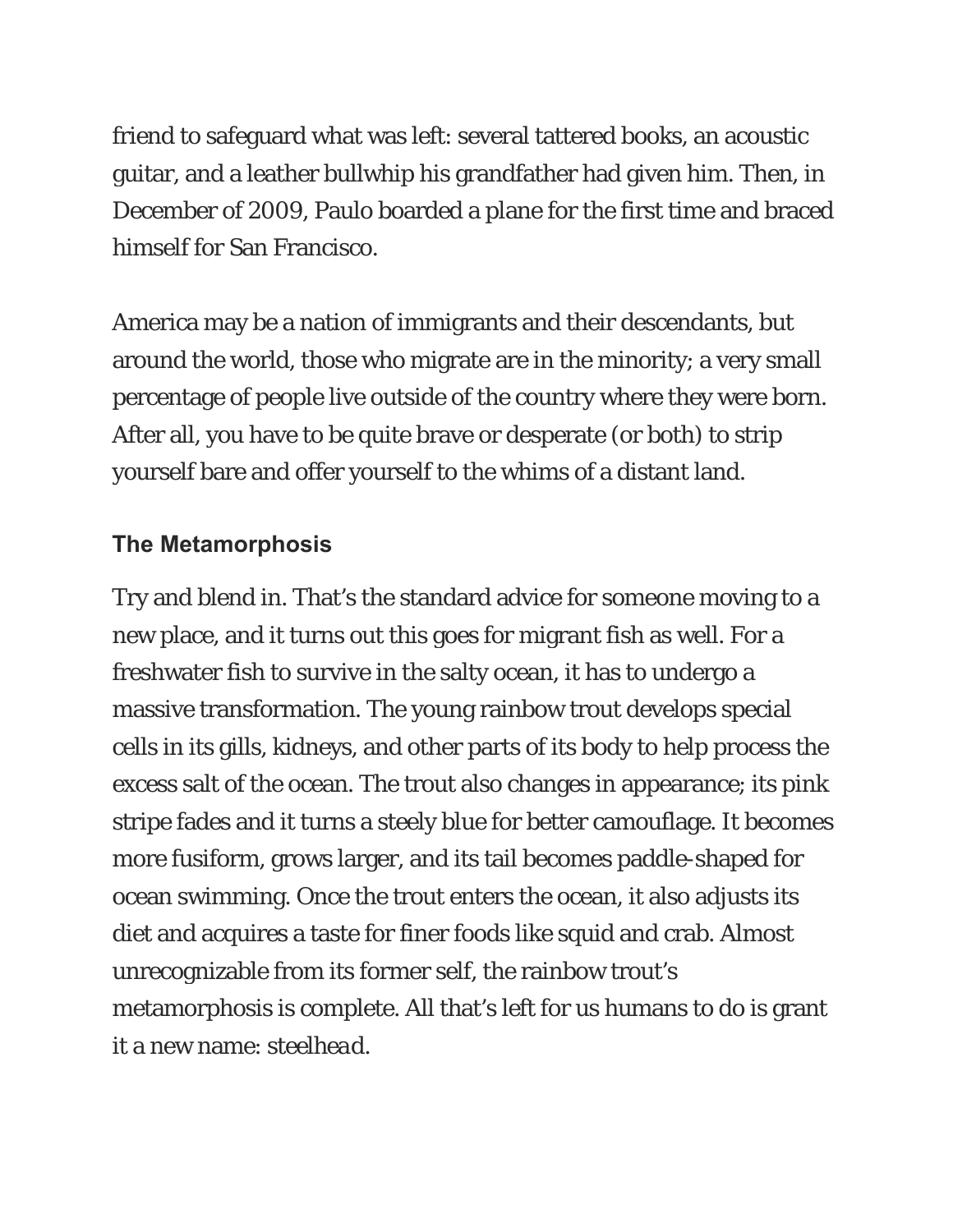friend to safeguard what was left: several tattered books, an acoustic guitar, and a leather bullwhip his grandfather had given him. Then, in December of 2009, Paulo boarded a plane for the first time and braced himself for San Francisco.

America may be a nation of immigrants and their descendants, but around the world, those who migrate are in the minority; a very small percentage of people live outside of the country where they were born. After all, you have to be quite brave or desperate (or both) to strip yourself bare and offer yourself to the whims of a distant land.

### The Metamorphosis

Try and blend in. That's the standard advice for someone moving to a new place, and it turns out this goes for migrant fish as well. For a freshwater fish to survive in the salty ocean, it has to undergo a massive transformation. The young rainbow trout develops special cells in its gills, kidneys, and other parts of its body to help process the excess salt of the ocean. The trout also changes in appearance; its pink stripe fades and it turns a steely blue for better camouflage. It becomes more fusiform, grows larger, and its tail becomes paddle-shaped for ocean swimming. Once the trout enters the ocean, it also adjusts its diet and acquires a taste for finer foods like squid and crab. Almost unrecognizable from its former self, the rainbow trout's metamorphosis is complete. All that's left for us humans to do is grant it a new name: *steelhead*.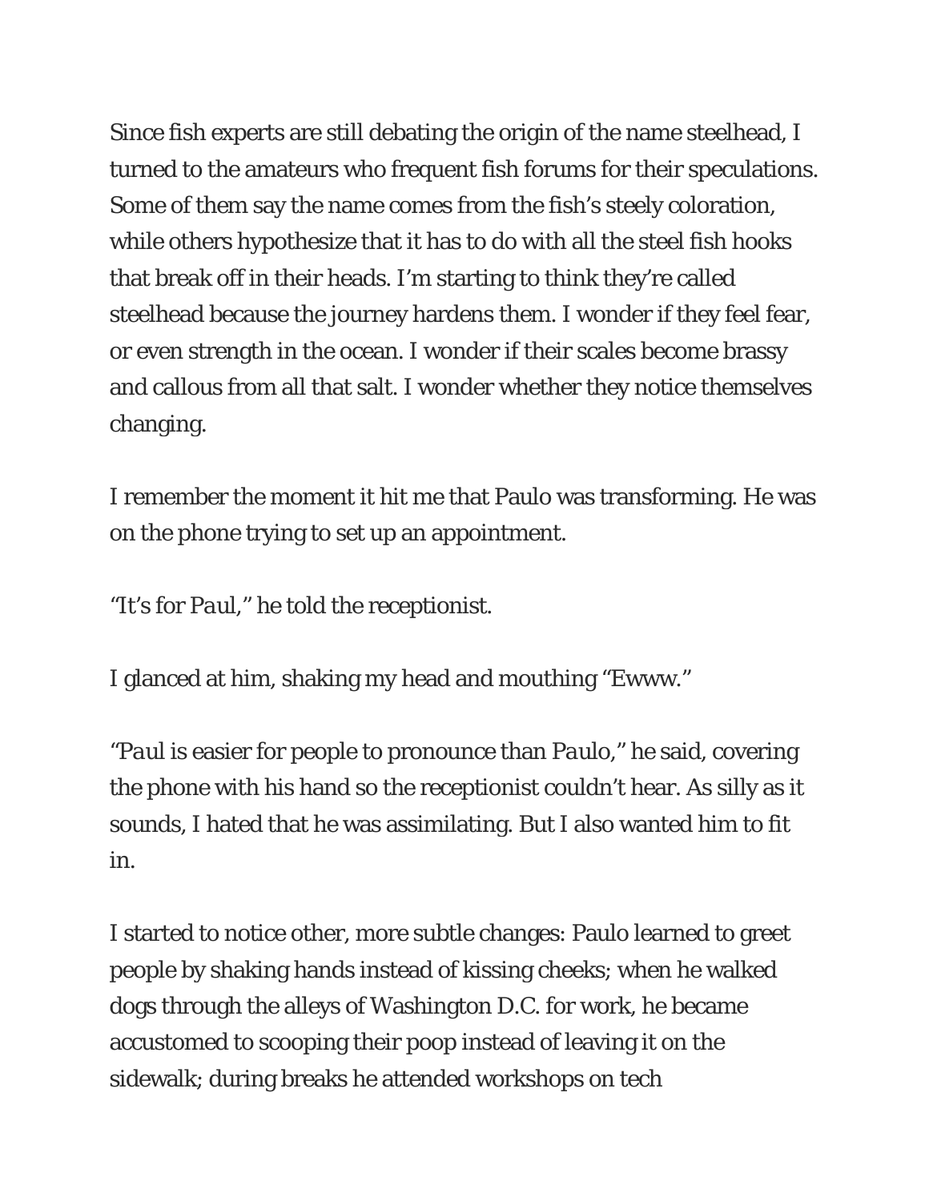Since fish experts are still debating the origin of the name steelhead, I turned to the amateurs who frequent fish forums for their speculations. Some of them say the name comes from the fish's steely coloration, while others hypothesize that it has to do with all the steel fish hooks that break off in their heads. I'm starting to think they're called steelhead because the journey hardens them. I wonder if they feel fear, or even strength in the ocean. I wonder if their scales become brassy and callous from all that salt. I wonder whether they notice themselves changing.

I remember the moment it hit me that Paulo was transforming. He was on the phone trying to set up an appointment.

"It's for *Paul*," he told the receptionist.

I glanced at him, shaking my head and mouthing "Ewww."

"*Paul* is easier for people to pronounce than *Paulo*," he said, covering the phone with his hand so the receptionist couldn't hear. As silly as it sounds, I hated that he was assimilating. But I also wanted him to fit in.

I started to notice other, more subtle changes: Paulo learned to greet people by shaking hands instead of kissing cheeks; when he walked dogs through the alleys of Washington D.C. for work, he became accustomed to scooping their poop instead of leaving it on the sidewalk; during breaks he attended workshops on tech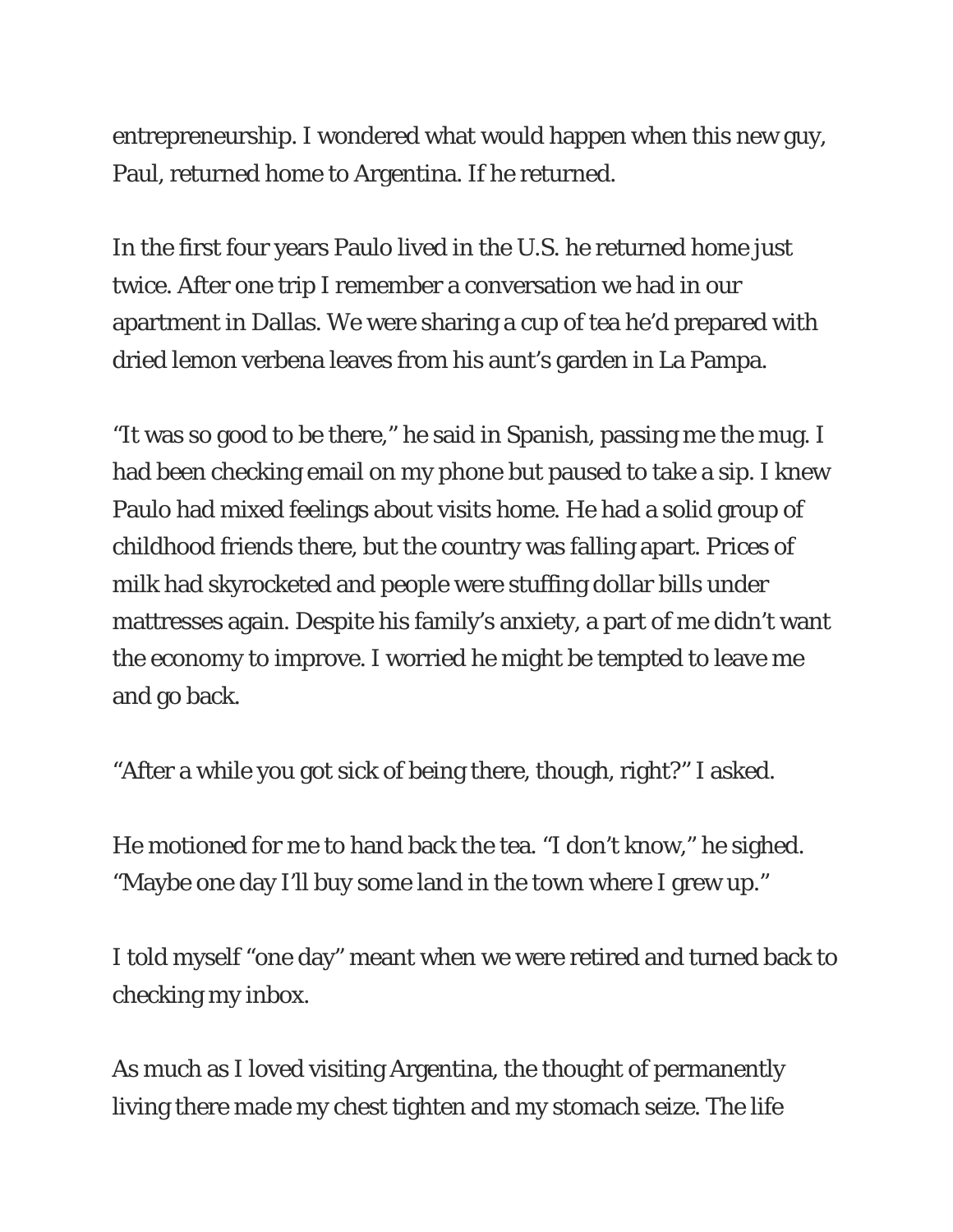entrepreneurship. I wondered what would happen when this new guy, Paul, returned home to Argentina. If he returned.

In the first four years Paulo lived in the U.S. he returned home just twice. After one trip I remember a conversation we had in our apartment in Dallas. We were sharing a cup of tea he'd prepared with dried lemon verbena leaves from his aunt's garden in La Pampa.

"It was so good to be there," he said in Spanish, passing me the mug. I had been checking email on my phone but paused to take a sip. I knew Paulo had mixed feelings about visits home. He had a solid group of childhood friends there, but the country was falling apart. Prices of milk had skyrocketed and people were stuffing dollar bills under mattresses again. Despite his family's anxiety, a part of me didn't want the economy to improve. I worried he might be tempted to leave me and go back.

"After a while you got sick of being there, though, right?" I asked.

He motioned for me to hand back the tea. "I don't know," he sighed. "Maybe one day I'll buy some land in the town where I grew up."

I told myself "one day" meant when we were retired and turned back to checking my inbox.

As much as I loved visiting Argentina, the thought of permanently living there made my chest tighten and my stomach seize. The life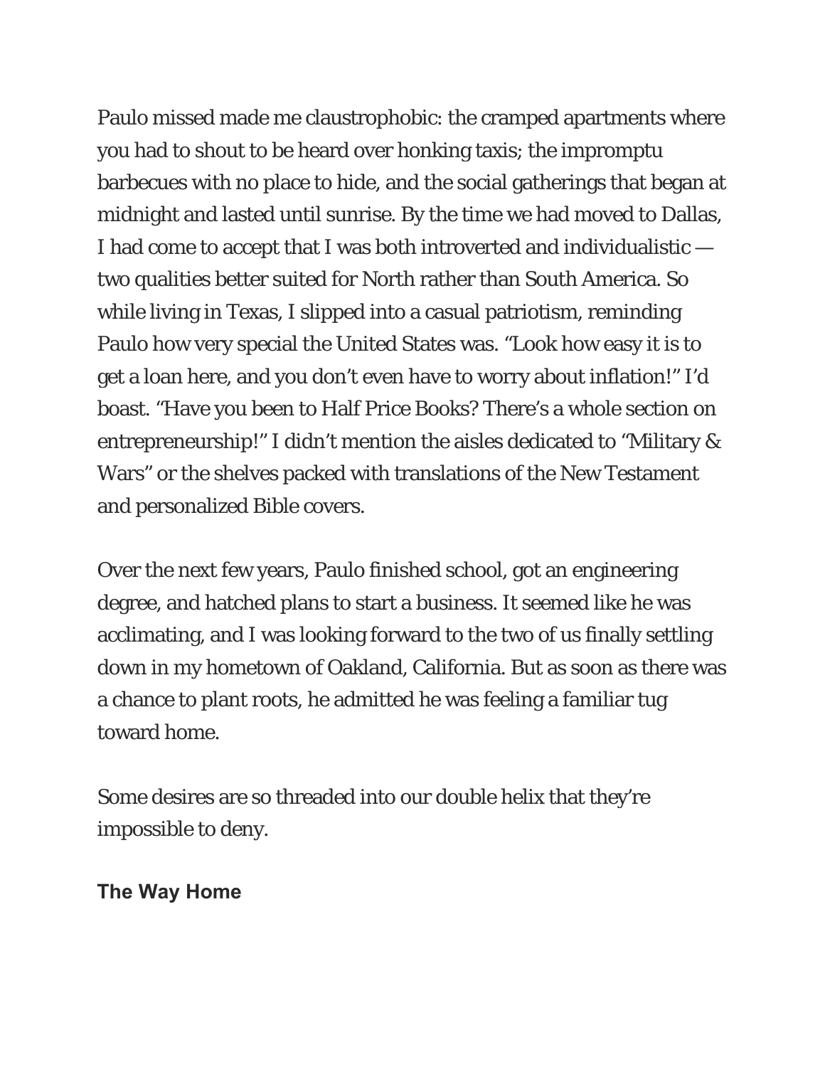Paulo missed made me claustrophobic: the cramped apartments where you had to shout to be heard over honking taxis; the impromptu barbecues with no place to hide, and the social gatherings that began at midnight and lasted until sunrise. By the time we had moved to Dallas, I had come to accept that I was both introverted and individualistic — two qualities better suited for North rather than South America. So while living in Texas, I slipped into a casual patriotism, reminding Paulo how very special the United States was. "Look how easy it is to get a loan here, and you don't even have to worry about inflation!" I'd boast. "Have you been to Half Price Books? There's a whole section on entrepreneurship!" I didn't mention the aisles dedicated to "Military & Wars" or the shelves packed with translations of the New Testament and personalized Bible covers.

Over the next few years, Paulo finished school, got an engineering degree, and hatched plans to start a business. It seemed like he was acclimating, and I was looking forward to the two of us finally settling down in my hometown of Oakland, California. But as soon as there was a chance to plant roots, he admitted he was feeling a familiar tug toward home.

Some desires are so threaded into our double helix that they're impossible to deny.

### The Way Home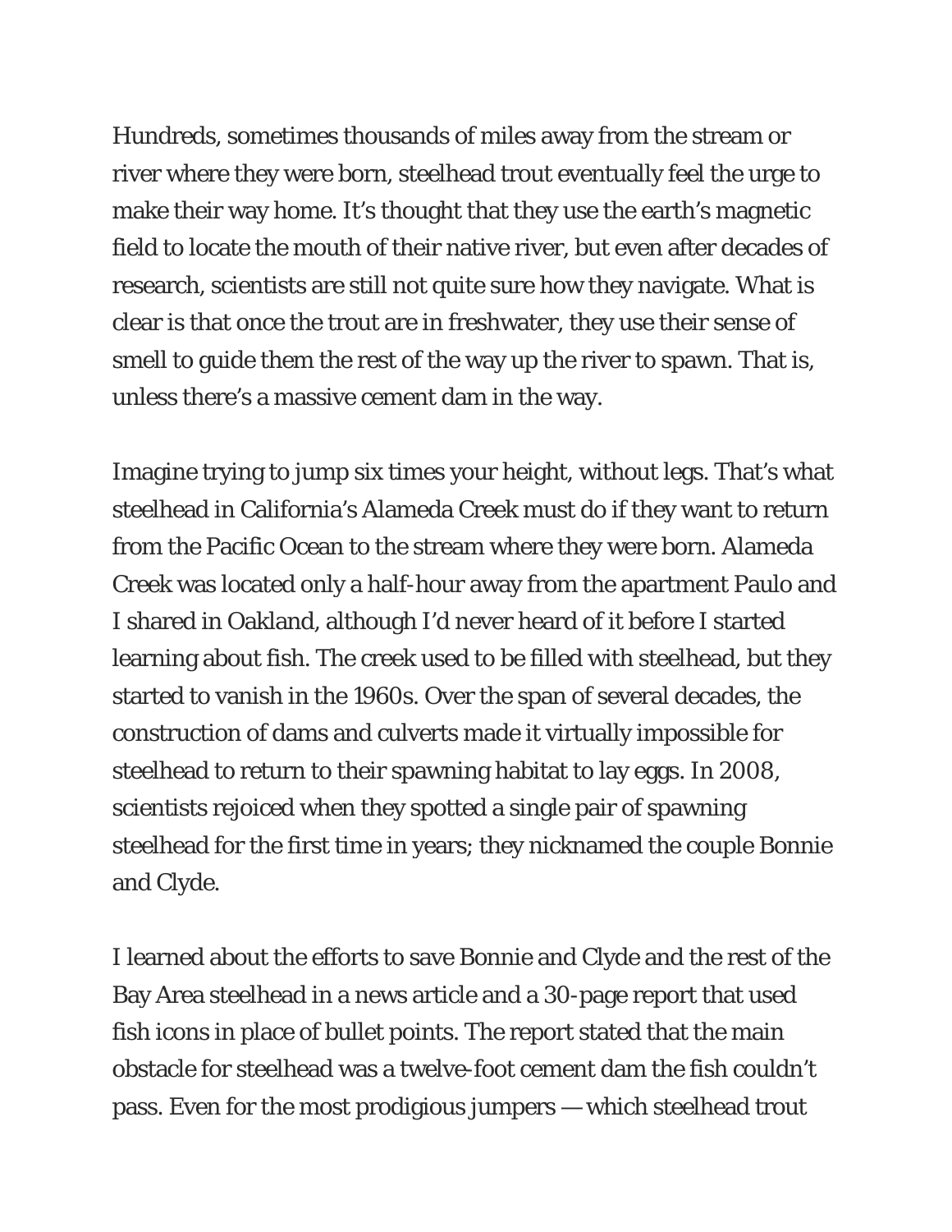Hundreds, sometimes thousands of miles away from the stream or river where they were born, steelhead trout eventually feel the urge to make their way home. It's thought that they use the earth's magnetic field to locate the mouth of their native river, but even after decades of research, scientists are still not quite sure how they navigate. What is clear is that once the trout are in freshwater, they use their sense of smell to guide them the rest of the way up the river to spawn. That is, unless there's a massive cement dam in the way.

Imagine trying to jump six times your height, without legs. That's what steelhead in California's Alameda Creek must do if they want to return from the Pacific Ocean to the stream where they were born. Alameda Creek was located only a half-hour away from the apartment Paulo and I shared in Oakland, although I'd never heard of it before I started learning about fish. The creek used to be filled with steelhead, but they started to vanish in the 1960s. Over the span of several decades, the construction of dams and culverts made it virtually impossible for steelhead to return to their spawning habitat to lay eggs. In 2008, scientists rejoiced when they spotted a single pair of spawning steelhead for the first time in years; they nicknamed the couple Bonnie and Clyde.

I learned about the efforts to save Bonnie and Clyde and the rest of the Bay Area steelhead in a news article and a 30-page report that used fish icons in place of bullet points. The report stated that the main obstacle for steelhead was a twelve-foot cement dam the fish couldn't pass. Even for the most prodigious jumpers — which steelhead trout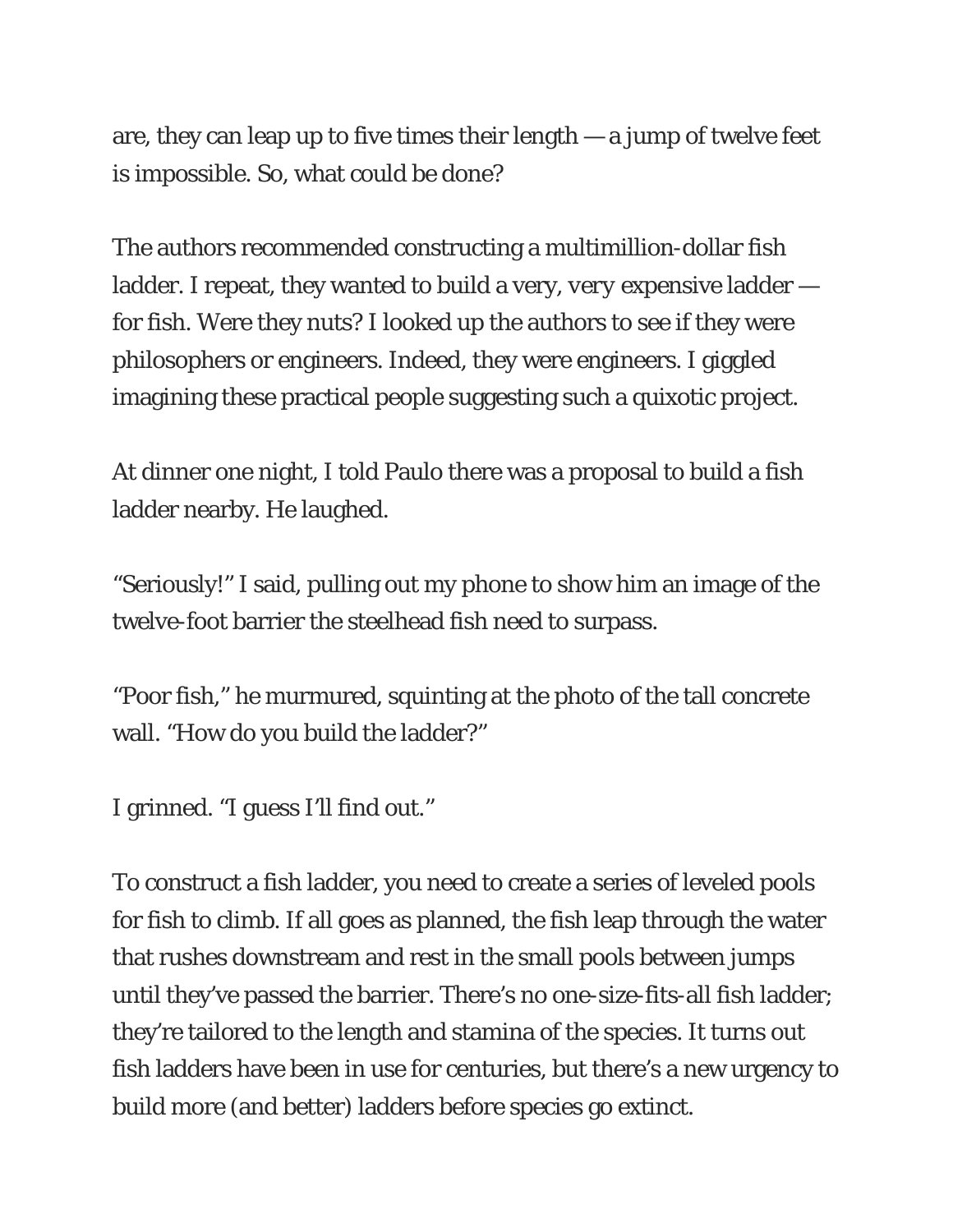are, they can leap up to five times their length — a jump of twelve feet is impossible. So, what could be done?

The authors recommended constructing a multimillion-dollar fish ladder. I repeat, they wanted to build a very, very expensive ladder — for fish. Were they nuts? I looked up the authors to see if they were philosophers or engineers. Indeed, they were engineers. I giggled imagining these practical people suggesting such a quixotic project.

At dinner one night, I told Paulo there was a proposal to build a fish ladder nearby. He laughed.

"Seriously!" I said, pulling out my phone to show him an image of the twelve-foot barrier the steelhead fish need to surpass.

"Poor fish," he murmured, squinting at the photo of the tall concrete wall. "How do you build the ladder?"

I grinned. "I guess I'll find out."

To construct a fish ladder, you need to create a series of leveled pools for fish to climb. If all goes as planned, the fish leap through the water that rushes downstream and rest in the small pools between jumps until they've passed the barrier. There's no one-size-fits-all fish ladder; they're tailored to the length and stamina of the species. It turns out fish ladders have been in use for centuries, but there's a new urgency to build more (and better) ladders before species go extinct.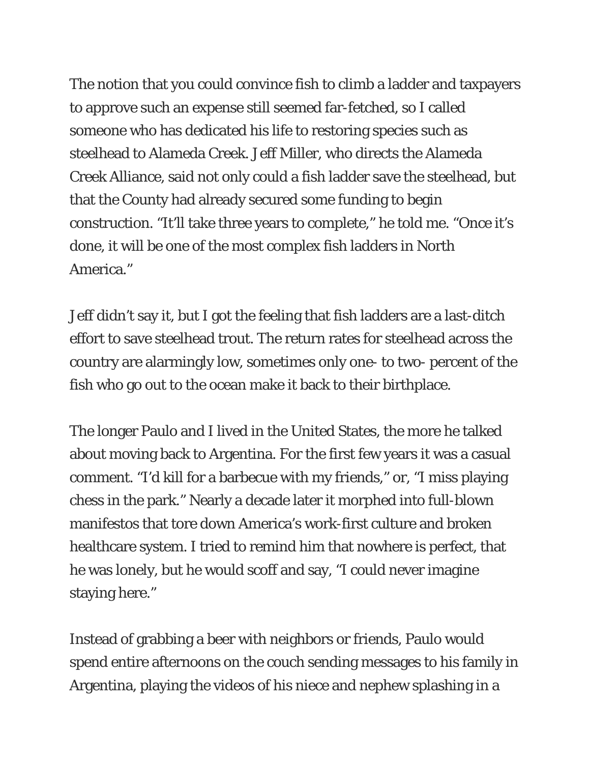The notion that you could convince fish to climb a ladder and taxpayers to approve such an expense still seemed far-fetched, so I called someone who has dedicated his life to restoring species such as steelhead to Alameda Creek. Jeff Miller, who directs the Alameda Creek Alliance, said not only could a fish ladder save the steelhead, but that the County had already secured some funding to begin construction. "It'll take three years to complete," he told me. "Once it's done, it will be one of the most complex fish ladders in North America."

Jeff didn't say it, but I got the feeling that fish ladders are a last-ditch effort to save steelhead trout. The return rates for steelhead across the country are alarmingly low, sometimes only one- to two- percent of the fish who go out to the ocean make it back to their birthplace.

The longer Paulo and I lived in the United States, the more he talked about moving back to Argentina. For the first few years it was a casual comment. "I'd kill for a barbecue with my friends," or, "I miss playing chess in the park." Nearly a decade later it morphed into full-blown manifestos that tore down America's work-first culture and broken healthcare system. I tried to remind him that nowhere is perfect, that he was lonely, but he would scoff and say, "I could never imagine staying here."

Instead of grabbing a beer with neighbors or friends, Paulo would spend entire afternoons on the couch sending messages to his family in Argentina, playing the videos of his niece and nephew splashing in a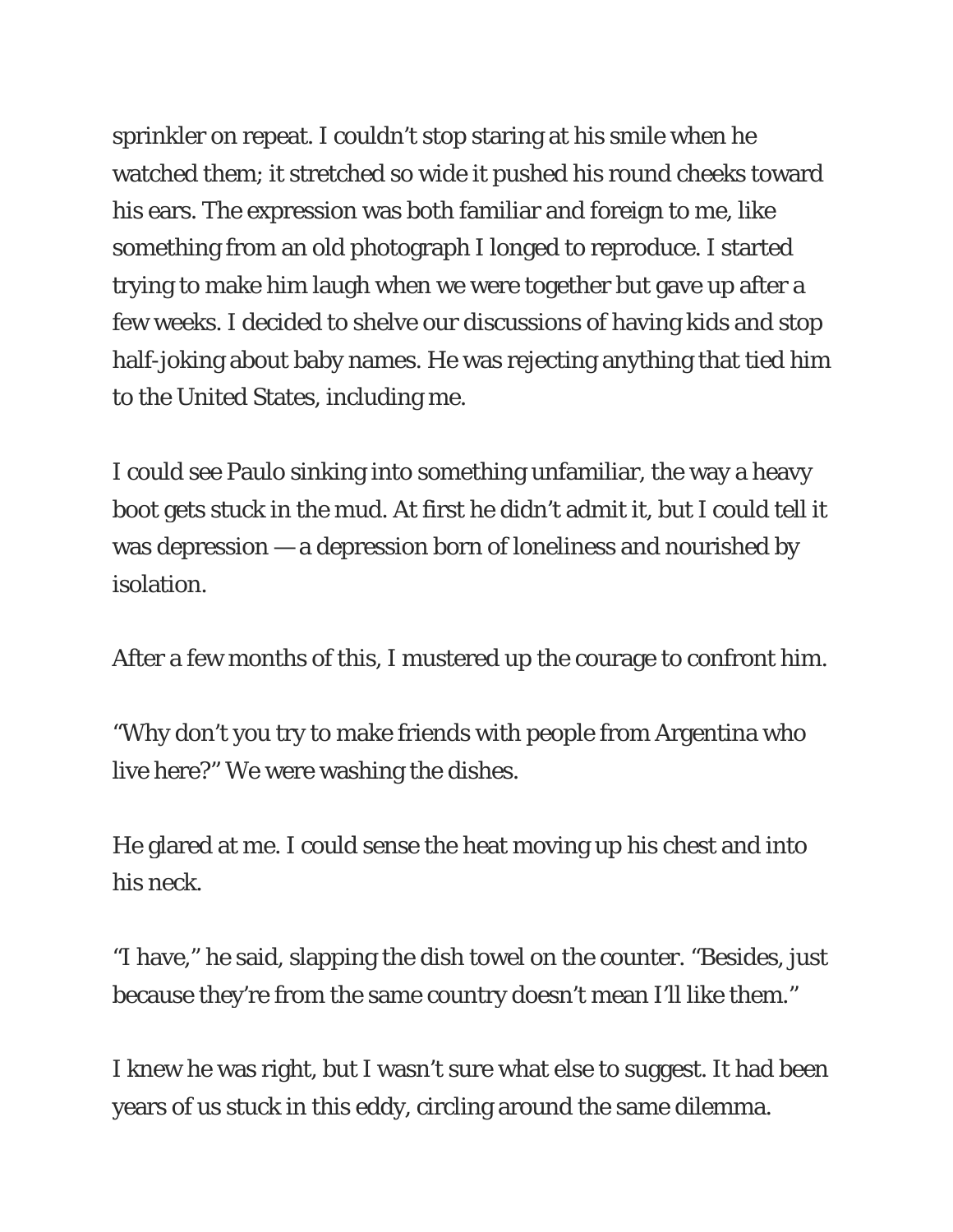sprinkler on repeat. I couldn't stop staring at his smile when he watched them; it stretched so wide it pushed his round cheeks toward his ears. The expression was both familiar and foreign to me, like something from an old photograph I longed to reproduce. I started trying to make him laugh when we were together but gave up after a few weeks. I decided to shelve our discussions of having kids and stop half-joking about baby names. He was rejecting anything that tied him to the United States, including me.

I could see Paulo sinking into something unfamiliar, the way a heavy boot gets stuck in the mud. At first he didn't admit it, but I could tell it was depression — a depression born of loneliness and nourished by isolation.

After a few months of this, I mustered up the courage to confront him.

"Why don't you try to make friends with people from Argentina who live here?" We were washing the dishes.

He glared at me. I could sense the heat moving up his chest and into his neck.

"I have," he said, slapping the dish towel on the counter. "Besides, just because they're from the same country doesn't mean I'll like them."

I knew he was right, but I wasn't sure what else to suggest. It had been years of us stuck in this eddy, circling around the same dilemma.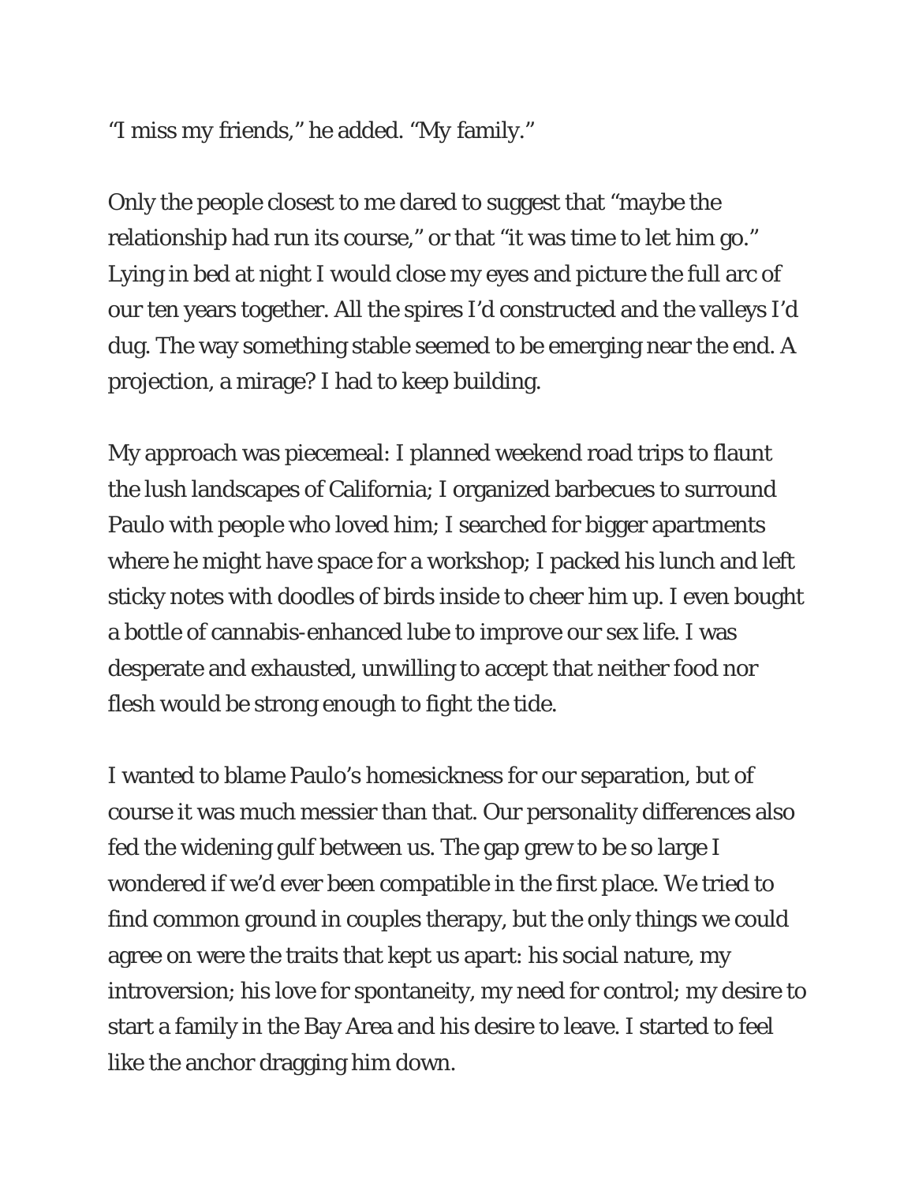"I miss my friends," he added. "My family."

Only the people closest to me dared to suggest that "maybe the relationship had run its course," or that "it was time to let him go." Lying in bed at night I would close my eyes and picture the full arc of our ten years together. All the spires I'd constructed and the valleys I'd dug. The way something stable seemed to be emerging near the end. A projection, a mirage? I had to keep building.

My approach was piecemeal: I planned weekend road trips to flaunt the lush landscapes of California; I organized barbecues to surround Paulo with people who loved him; I searched for bigger apartments where he might have space for a workshop; I packed his lunch and left sticky notes with doodles of birds inside to cheer him up. I even bought a bottle of cannabis-enhanced lube to improve our sex life. I was desperate and exhausted, unwilling to accept that neither food nor flesh would be strong enough to fight the tide.

I wanted to blame Paulo's homesickness for our separation, but of course it was much messier than that. Our personality differences also fed the widening gulf between us. The gap grew to be so large I wondered if we'd ever been compatible in the first place. We tried to find common ground in couples therapy, but the only things we could agree on were the traits that kept us apart: his social nature, my introversion; his love for spontaneity, my need for control; my desire to start a family in the Bay Area and his desire to leave. I started to feel like the anchor dragging him down.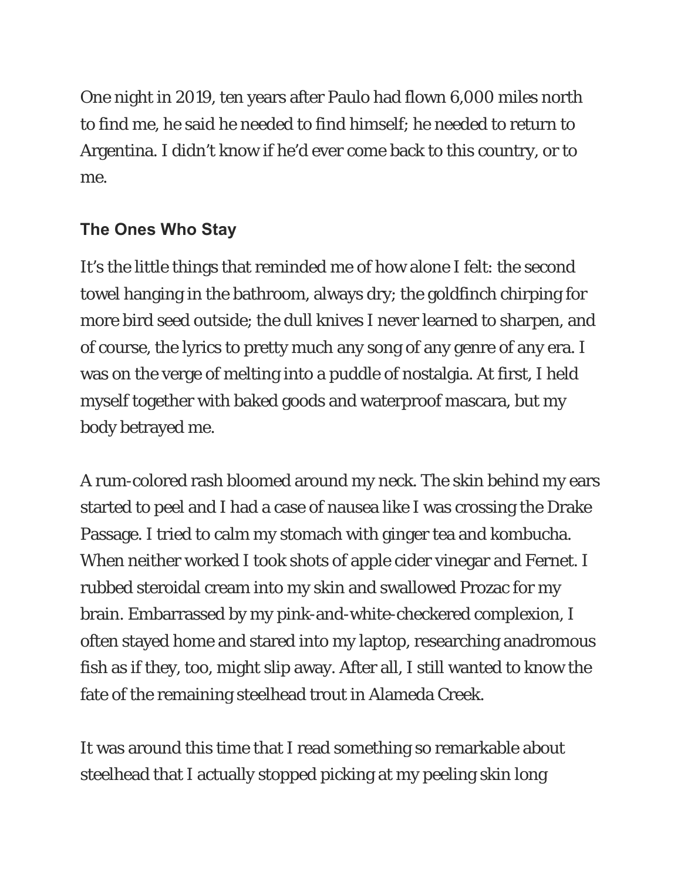One night in 2019, ten years after Paulo had flown 6,000 miles north to find me, he said he needed to find himself; he needed to return to Argentina. I didn't know if he'd ever come back to this country, or to me.

### The Ones Who Stay

It's the little things that reminded me of how alone I felt: the second towel hanging in the bathroom, always dry; the goldfinch chirping for more bird seed outside; the dull knives I never learned to sharpen, and of course, the lyrics to pretty much any song of any genre of any era. I was on the verge of melting into a puddle of nostalgia. At first, I held myself together with baked goods and waterproof mascara, but my body betrayed me.

A rum-colored rash bloomed around my neck. The skin behind my ears started to peel and I had a case of nausea like I was crossing the Drake Passage. I tried to calm my stomach with ginger tea and kombucha. When neither worked I took shots of apple cider vinegar and Fernet. I rubbed steroidal cream into my skin and swallowed Prozac for my brain. Embarrassed by my pink-and-white-checkered complexion, I often stayed home and stared into my laptop, researching anadromous fish as if they, too, might slip away. After all, I still wanted to know the fate of the remaining steelhead trout in Alameda Creek.

It was around this time that I read something so remarkable about steelhead that I actually stopped picking at my peeling skin long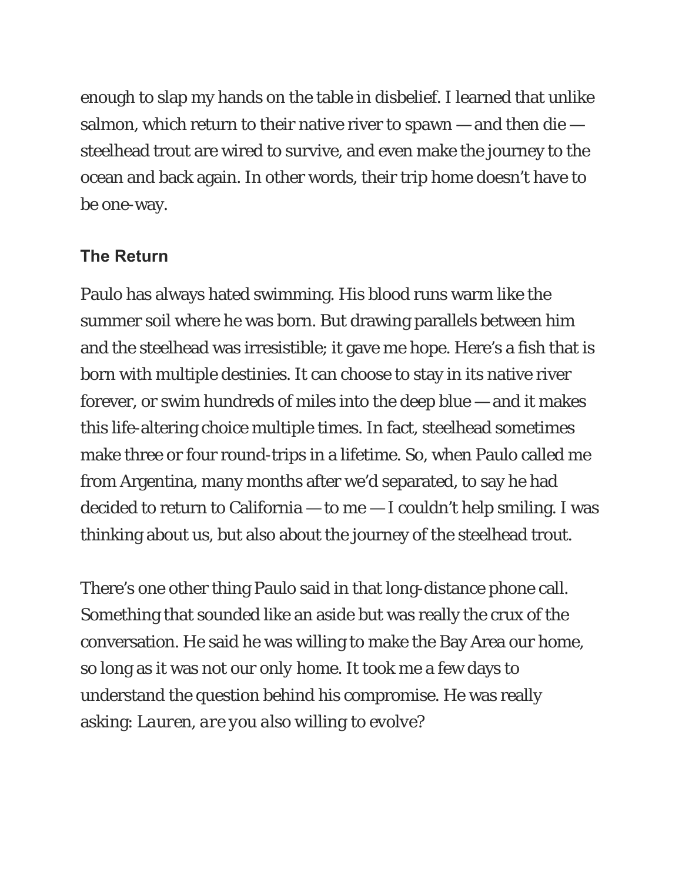enough to slap my hands on the table in disbelief. I learned that unlike salmon, which return to their native river to spawn — and then die — steelhead trout are wired to survive, and even make the journey to the ocean and back again. In other words, their trip home doesn't have to be one-way.

### The Return

Paulo has always hated swimming. His blood runs warm like the summer soil where he was born. But drawing parallels between him and the steelhead was irresistible; it gave me hope. Here's a fish that is born with multiple destinies. It can choose to stay in its native river forever, or swim hundreds of miles into the deep blue — and it makes this life-altering choice multiple times. In fact, steelhead sometimes make three or four round-trips in a lifetime. So, when Paulo called me from Argentina, many months after we'd separated, to say he had decided to return to California — to me — I couldn't help smiling. I was thinking about us, but also about the journey of the steelhead trout.

There's one other thing Paulo said in that long-distance phone call. Something that sounded like an aside but was really the crux of the conversation. He said he was willing to make the Bay Area our home, so long as it was not our *only* home. It took me a few days to understand the question behind his compromise. He was really asking: *Lauren, are you also willing to evolve?*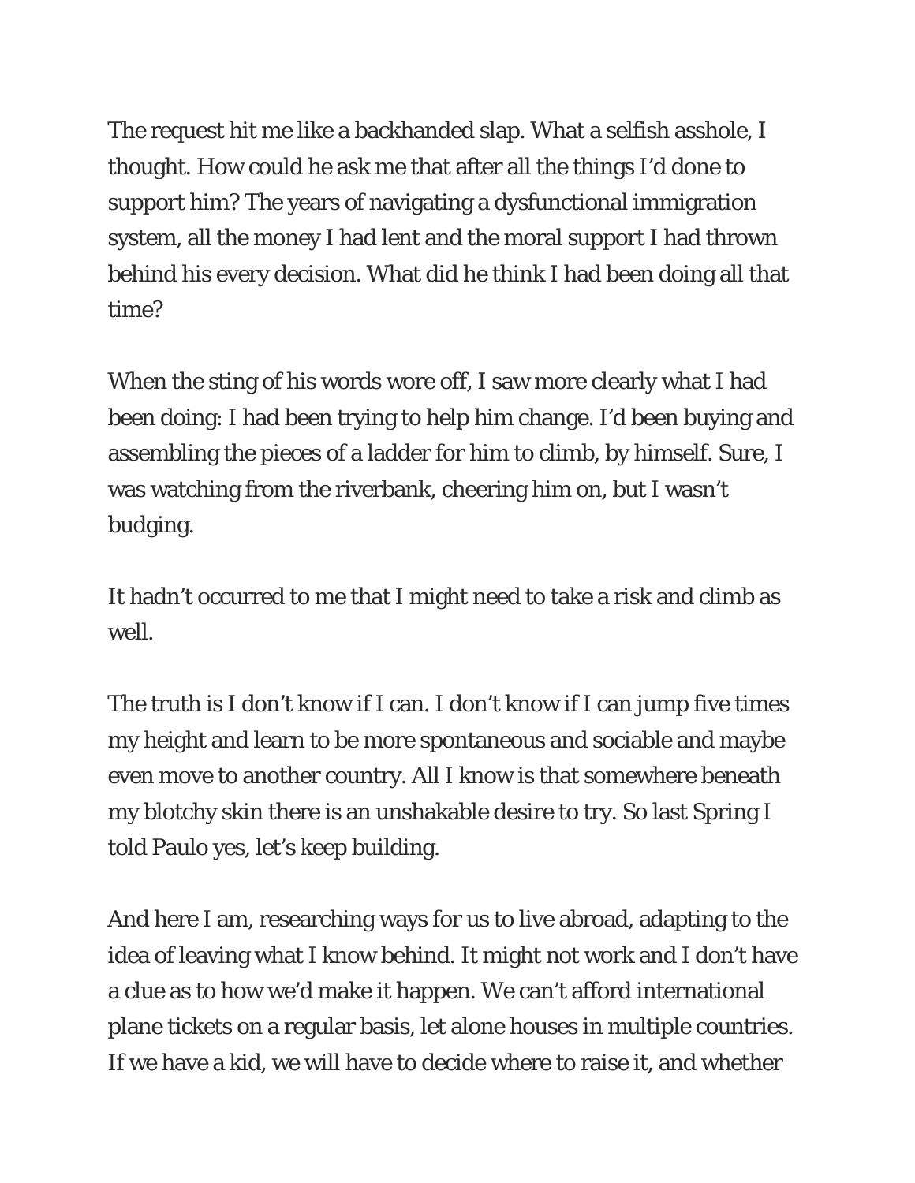The request hit me like a backhanded slap. What a selfish asshole, I thought. How could he ask me that after all the things I'd done to support him? The years of navigating a dysfunctional immigration system, all the money I had lent and the moral support I had thrown behind his every decision. What did he think I had been doing all that time?

When the sting of his words wore off, I saw more clearly what I had been doing: I had been trying to help him change. I'd been buying and assembling the pieces of a ladder for him to climb, by himself. Sure, I was watching from the riverbank, cheering him on, but I wasn't budging.

It hadn't occurred to me that I might need to take a risk and climb as well.

The truth is I don't know if I can. I don't know if I can jump five times my height and learn to be more spontaneous and sociable and maybe even move to another country. All I know is that somewhere beneath my blotchy skin there is an unshakable desire to try. So last Spring I told Paulo yes, let's keep building.

And here I am, researching ways for us to live abroad, adapting to the idea of leaving what I know behind. It might not work and I don't have a clue as to how we'd make it happen. We can't afford international plane tickets on a regular basis, let alone houses in multiple countries. If we have a kid, we will have to decide where to raise it, and whether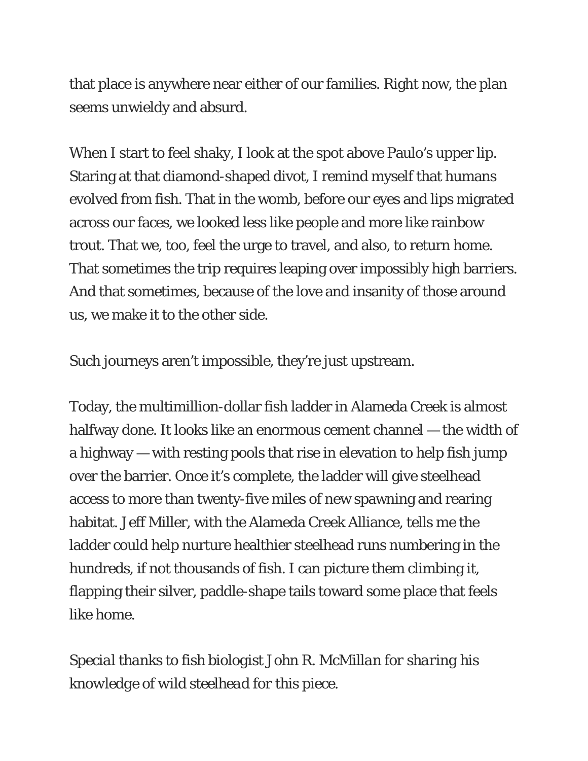that place is anywhere near either of our families. Right now, the plan seems unwieldy and absurd.

When I start to feel shaky, I look at the spot above Paulo's upper lip. Staring at that diamond-shaped divot, I remind myself that humans evolved from fish. That in the womb, before our eyes and lips migrated across our faces, we looked less like people and more like rainbow trout. That we, too, feel the urge to travel, and also, to return home. That sometimes the trip requires leaping over impossibly high barriers. And that sometimes, because of the love and insanity of those around us, we make it to the other side.

Such journeys aren't impossible, they're just upstream.

Today, the multimillion-dollar fish ladder in Alameda Creek is almost halfway done. It looks like an enormous cement channel — the width of a highway — with resting pools that rise in elevation to help fish jump over the barrier. Once it's complete, the ladder will give steelhead access to more than twenty-five miles of new spawning and rearing habitat. Jeff Miller, with the Alameda Creek Alliance, tells me the ladder could help nurture healthier steelhead runs numbering in the hundreds, if not thousands of fish. I can picture them climbing it, flapping their silver, paddle-shape tails toward some place that feels like home.

*Special thanks to fish biologist John R. McMillan for sharing his knowledge of wild steelhead for this piece.*